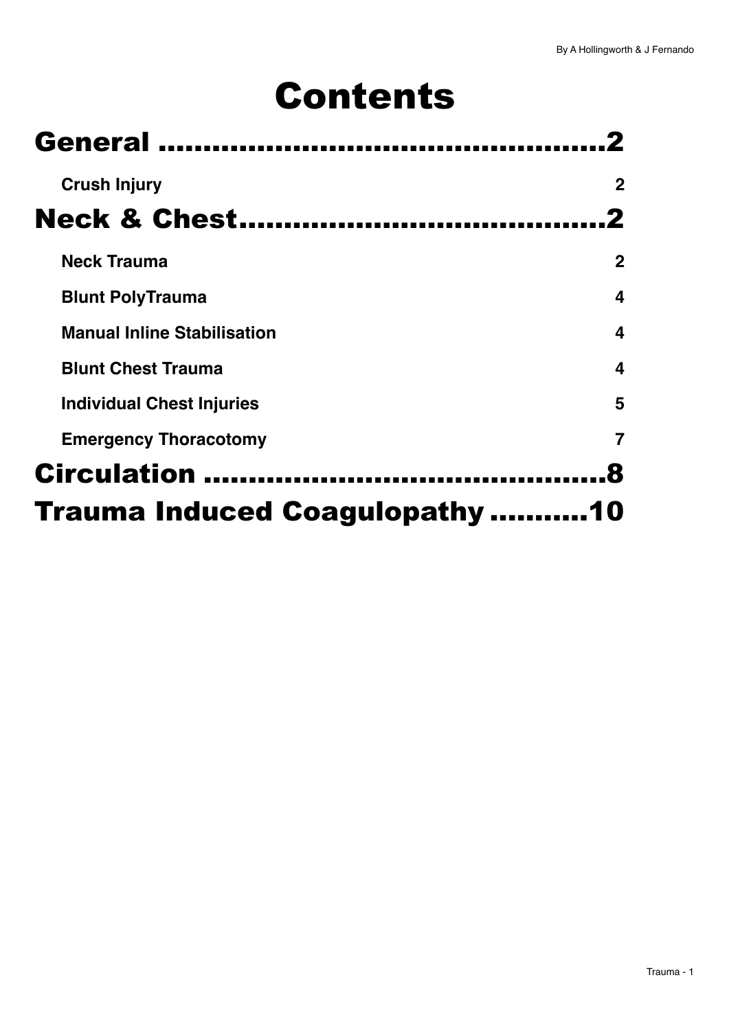# Contents

## General ..........................................2

**Crush Injury** 2

## Neck & Chest..........................................2

**Neck Trauma** 2

**Blunt PolyTrauma** 4

**Manual Inline Stabilisation** 4

**Blunt Chest Trauma** 4

**Individual Chest Injuries** 5

**Emergency Thoracotomy** 7

## Circulation ..........................................8

## Trauma Induced Coagulopathy ..........10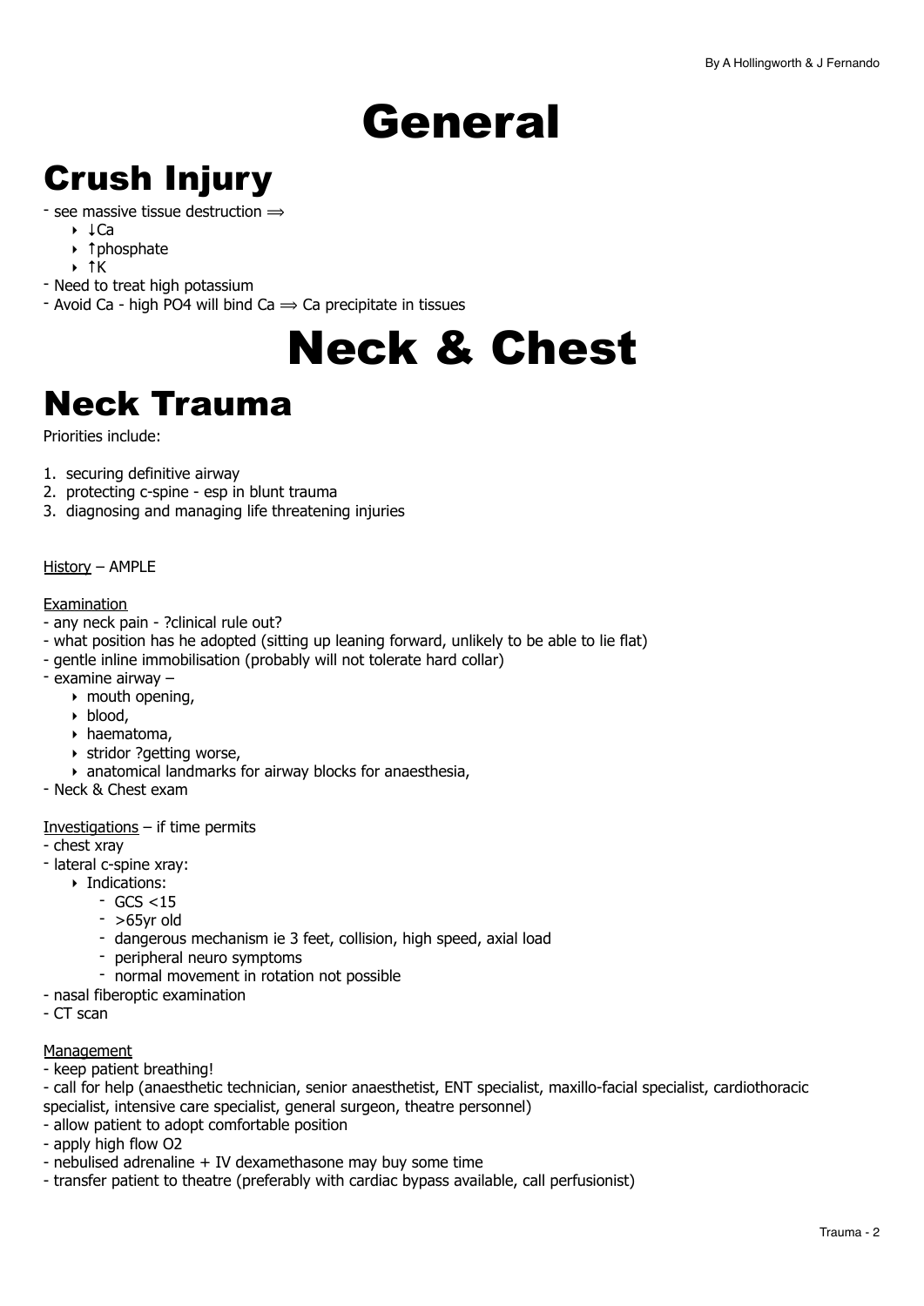# General

## Crush Injury

- see massive tissue destruction ⟹
  - ↓Ca
  - ↑phosphate
  - ↑K
- Need to treat high potassium
- Avoid Ca - high PO4 will bind Ca ⟹ Ca precipitate in tissues

# Neck & Chest

## Neck Trauma

Priorities include:

1. securing definitive airway
2. protecting c-spine - esp in blunt trauma
3. diagnosing and managing life threatening injuries

History – AMPLE

Examination

- any neck pain - ?clinical rule out?
- what position has he adopted (sitting up leaning forward, unlikely to be able to lie flat)
- gentle inline immobilisation (probably will not tolerate hard collar)
- examine airway –
  - mouth opening,
  - blood,
  - haematoma,
  - stridor ?getting worse,
  - anatomical landmarks for airway blocks for anaesthesia,
- Neck & Chest exam

Investigations – if time permits

- chest xray
- lateral c-spine xray:
  - Indications:
    - GCS <15
    - >65yr old
    - dangerous mechanism ie 3 feet, collision, high speed, axial load
    - peripheral neuro symptoms
    - normal movement in rotation not possible
- nasal fiberoptic examination
- CT scan

Management

- keep patient breathing!
- call for help (anaesthetic technician, senior anaesthetist, ENT specialist, maxillo-facial specialist, cardiothoracic specialist, intensive care specialist, general surgeon, theatre personnel)
- allow patient to adopt comfortable position
- apply high flow O2
- nebulised adrenaline + IV dexamethasone may buy some time
- transfer patient to theatre (preferably with cardiac bypass available, call perfusionist)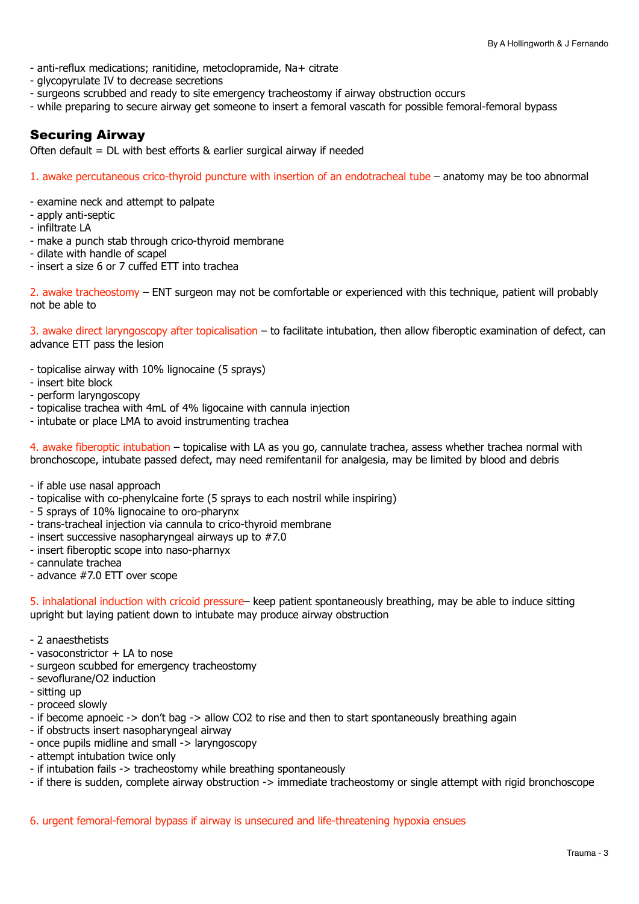- anti-reflux medications; ranitidine, metoclopramide, Na+ citrate
- glycopyrulate IV to decrease secretions
- surgeons scrubbed and ready to site emergency tracheostomy if airway obstruction occurs
- while preparing to secure airway get someone to insert a femoral vascath for possible femoral-femoral bypass

## Securing Airway

Often default = DL with best efforts & earlier surgical airway if needed

1. awake percutaneous crico-thyroid puncture with insertion of an endotracheal tube – anatomy may be too abnormal

- examine neck and attempt to palpate
- apply anti-septic
- infiltrate LA
- make a punch stab through crico-thyroid membrane
- dilate with handle of scapel
- insert a size 6 or 7 cuffed ETT into trachea

2. awake tracheostomy – ENT surgeon may not be comfortable or experienced with this technique, patient will probably not be able to

3. awake direct laryngoscopy after topicalisation – to facilitate intubation, then allow fiberoptic examination of defect, can advance ETT pass the lesion

- topicalise airway with 10% lignocaine (5 sprays)
- insert bite block
- perform laryngoscopy
- topicalise trachea with 4mL of 4% ligocaine with cannula injection
- intubate or place LMA to avoid instrumenting trachea

4. awake fiberoptic intubation – topicalise with LA as you go, cannulate trachea, assess whether trachea normal with bronchoscope, intubate passed defect, may need remifentanil for analgesia, may be limited by blood and debris

- if able use nasal approach
- topicalise with co-phenylcaine forte (5 sprays to each nostril while inspiring)
- 5 sprays of 10% lignocaine to oro-pharynx
- trans-tracheal injection via cannula to crico-thyroid membrane
- insert successive nasopharyngeal airways up to #7.0
- insert fiberoptic scope into naso-pharnyx
- cannulate trachea
- advance #7.0 ETT over scope

5. inhalational induction with cricoid pressure– keep patient spontaneously breathing, may be able to induce sitting upright but laying patient down to intubate may produce airway obstruction

- 2 anaesthetists
- vasoconstrictor + LA to nose
- surgeon scubbed for emergency tracheostomy
- sevoflurane/O2 induction
- sitting up
- proceed slowly
- if become apnoeic -> don't bag -> allow CO2 to rise and then to start spontaneously breathing again
- if obstructs insert nasopharyngeal airway
- once pupils midline and small -> laryngoscopy
- attempt intubation twice only
- if intubation fails -> tracheostomy while breathing spontaneously
- if there is sudden, complete airway obstruction -> immediate tracheostomy or single attempt with rigid bronchoscope

6. urgent femoral-femoral bypass if airway is unsecured and life-threatening hypoxia ensues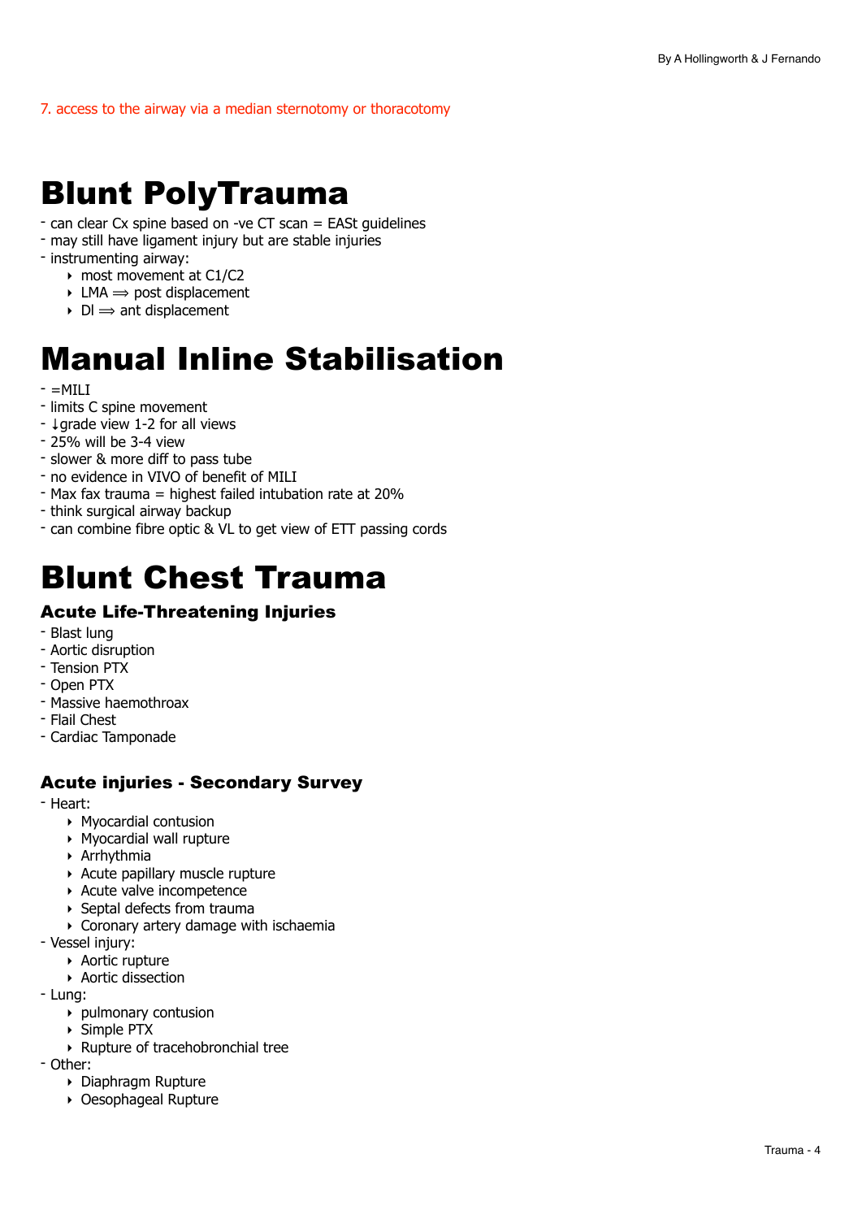7. access to the airway via a median sternotomy or thoracotomy

# Blunt PolyTrauma

- can clear Cx spine based on -ve CT scan = EASt guidelines
- may still have ligament injury but are stable injuries
- instrumenting airway:
    - most movement at C1/C2
    - LMA ⟹ post displacement
    - DI ⟹ ant displacement

# Manual Inline Stabilisation

- =MILI
- limits C spine movement
- ↓grade view 1-2 for all views
- 25% will be 3-4 view
- slower & more diff to pass tube
- no evidence in VIVO of benefit of MILI
- Max fax trauma = highest failed intubation rate at 20%
- think surgical airway backup
- can combine fibre optic & VL to get view of ETT passing cords

# Blunt Chest Trauma

## Acute Life-Threatening Injuries

- Blast lung
- Aortic disruption
- Tension PTX
- Open PTX
- Massive haemothroax
- Flail Chest
- Cardiac Tamponade

## Acute injuries - Secondary Survey

- Heart:
    - Myocardial contusion
    - Myocardial wall rupture
    - Arrhythmia
    - Acute papillary muscle rupture
    - Acute valve incompetence
    - Septal defects from trauma
    - Coronary artery damage with ischaemia
- Vessel injury:
    - Aortic rupture
    - Aortic dissection
- Lung:
    - pulmonary contusion
    - Simple PTX
    - Rupture of tracehobronchial tree
- Other:
    - Diaphragm Rupture
    - Oesophageal Rupture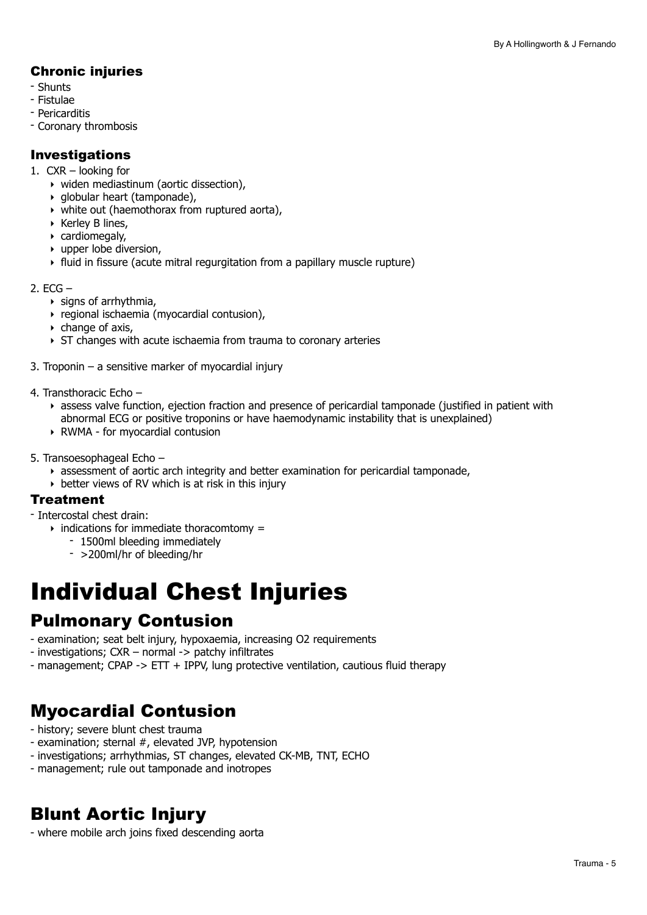### Chronic injuries

- Shunts
- Fistulae
- Pericarditis
- Coronary thrombosis

### Investigations

1. CXR – looking for
    - widen mediastinum (aortic dissection),
    - globular heart (tamponade),
    - white out (haemothorax from ruptured aorta),
    - Kerley B lines,
    - cardiomegaly,
    - upper lobe diversion,
    - fluid in fissure (acute mitral regurgitation from a papillary muscle rupture)

2. ECG –
    - signs of arrhythmia,
    - regional ischaemia (myocardial contusion),
    - change of axis,
    - ST changes with acute ischaemia from trauma to coronary arteries

3. Troponin – a sensitive marker of myocardial injury

4. Transthoracic Echo –
    - assess valve function, ejection fraction and presence of pericardial tamponade (justified in patient with abnormal ECG or positive troponins or have haemodynamic instability that is unexplained)
    - RWMA - for myocardial contusion

5. Transoesophageal Echo –
    - assessment of aortic arch integrity and better examination for pericardial tamponade,
    - better views of RV which is at risk in this injury

### Treatment

- Intercostal chest drain:
    - indications for immediate thoracomtomy =
        - 1500ml bleeding immediately
        - >200ml/hr of bleeding/hr

# Individual Chest Injuries

## Pulmonary Contusion

- examination; seat belt injury, hypoxaemia, increasing O2 requirements
- investigations; CXR – normal -> patchy infiltrates
- management; CPAP -> ETT + IPPV, lung protective ventilation, cautious fluid therapy

## Myocardial Contusion

- history; severe blunt chest trauma
- examination; sternal #, elevated JVP, hypotension
- investigations; arrhythmias, ST changes, elevated CK-MB, TNT, ECHO
- management; rule out tamponade and inotropes

## Blunt Aortic Injury

- where mobile arch joins fixed descending aorta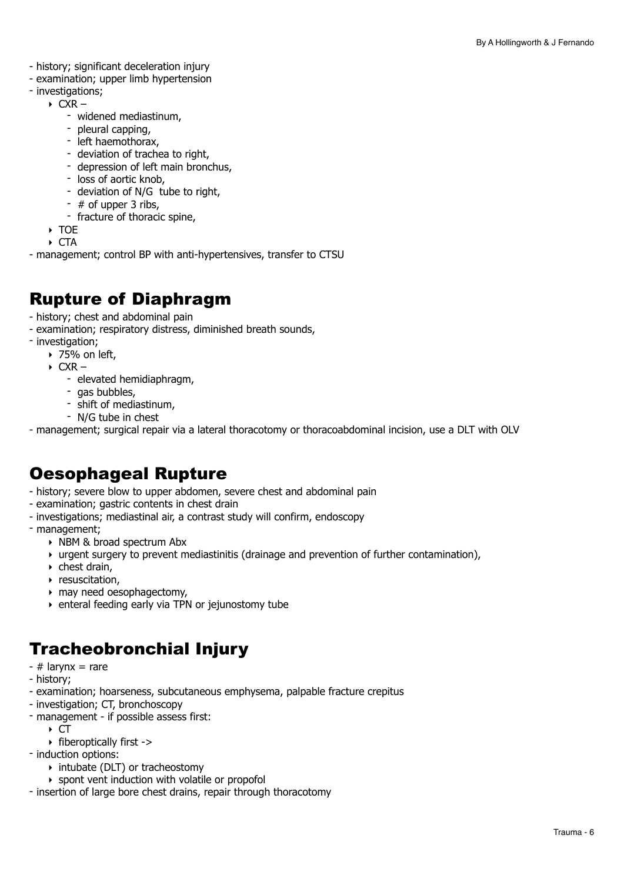- history; significant deceleration injury
- examination; upper limb hypertension
- investigations;
  - CXR –
    - widened mediastinum,
    - pleural capping,
    - left haemothorax,
    - deviation of trachea to right,
    - depression of left main bronchus,
    - loss of aortic knob,
    - deviation of N/G tube to right,
    - # of upper 3 ribs,
    - fracture of thoracic spine,
  - TOE
  - CTA
- management; control BP with anti-hypertensives, transfer to CTSU

## Rupture of Diaphragm

- history; chest and abdominal pain
- examination; respiratory distress, diminished breath sounds,
- investigation;
  - 75% on left,
  - CXR –
    - elevated hemidiaphragm,
    - gas bubbles,
    - shift of mediastinum,
    - N/G tube in chest
- management; surgical repair via a lateral thoracotomy or thoracoabdominal incision, use a DLT with OLV

## Oesophageal Rupture

- history; severe blow to upper abdomen, severe chest and abdominal pain
- examination; gastric contents in chest drain
- investigations; mediastinal air, a contrast study will confirm, endoscopy
- management;
  - NBM & broad spectrum Abx
  - urgent surgery to prevent mediastinitis (drainage and prevention of further contamination),
  - chest drain,
  - resuscitation,
  - may need oesophagectomy,
  - enteral feeding early via TPN or jejunostomy tube

## Tracheobronchial Injury

- # larynx = rare
- history;
- examination; hoarseness, subcutaneous emphysema, palpable fracture crepitus
- investigation; CT, bronchoscopy
- management - if possible assess first:
  - CT
  - fiberoptically first ->
- induction options:
  - intubate (DLT) or tracheostomy
  - spont vent induction with volatile or propofol
- insertion of large bore chest drains, repair through thoracotomy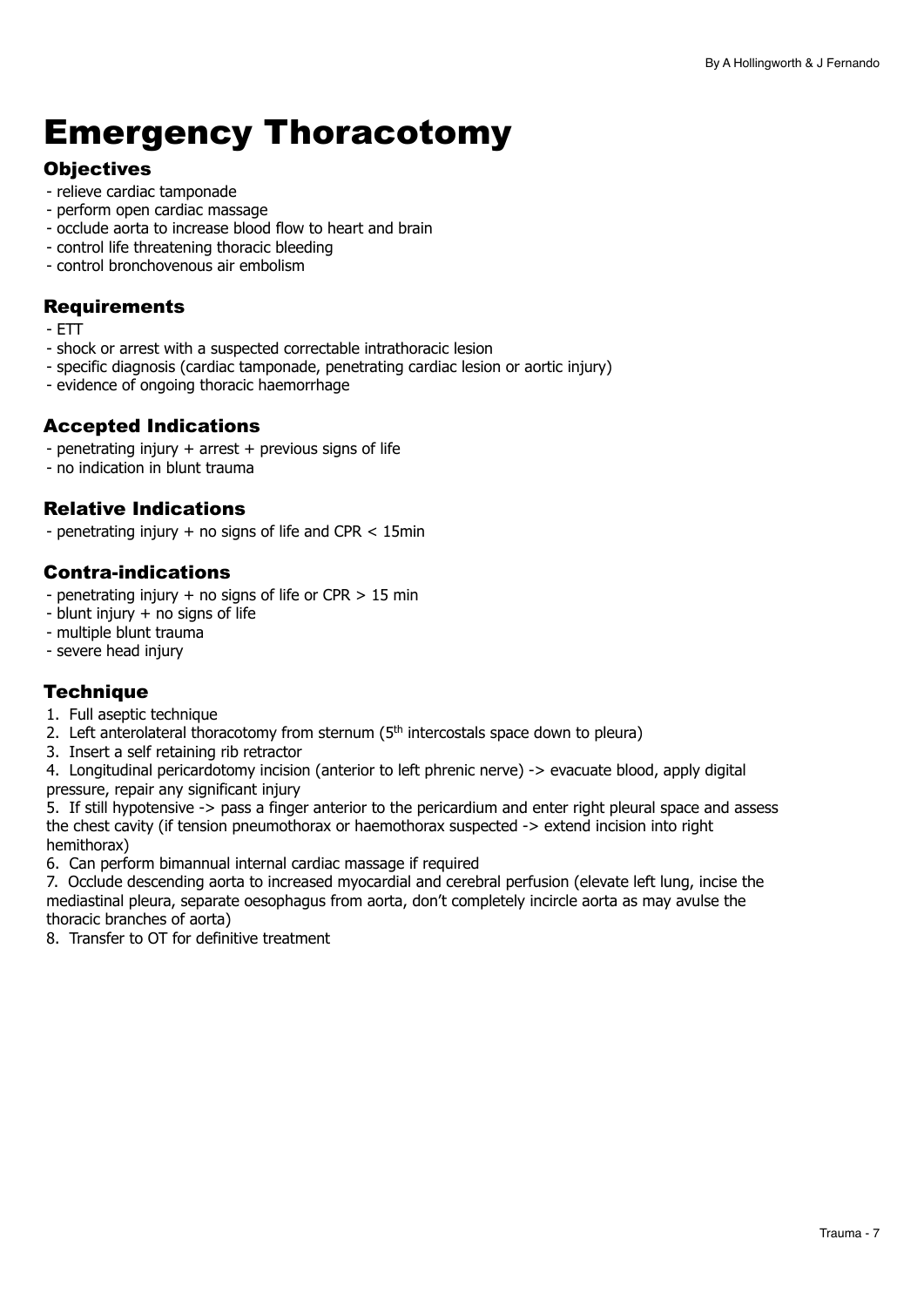# Emergency Thoracotomy

## Objectives

- relieve cardiac tamponade
- perform open cardiac massage
- occlude aorta to increase blood flow to heart and brain
- control life threatening thoracic bleeding
- control bronchovenous air embolism

## Requirements

- ETT
- shock or arrest with a suspected correctable intrathoracic lesion
- specific diagnosis (cardiac tamponade, penetrating cardiac lesion or aortic injury)
- evidence of ongoing thoracic haemorrhage

## Accepted Indications

- penetrating injury + arrest + previous signs of life
- no indication in blunt trauma

## Relative Indications

- penetrating injury + no signs of life and CPR < 15min

## Contra-indications

- penetrating injury + no signs of life or CPR > 15 min
- blunt injury + no signs of life
- multiple blunt trauma
- severe head injury

## Technique

1. Full aseptic technique
2. Left anterolateral thoracotomy from sternum (5th intercostals space down to pleura)
3. Insert a self retaining rib retractor
4. Longitudinal pericardotomy incision (anterior to left phrenic nerve) -> evacuate blood, apply digital pressure, repair any significant injury
5. If still hypotensive -> pass a finger anterior to the pericardium and enter right pleural space and assess the chest cavity (if tension pneumothorax or haemothorax suspected -> extend incision into right hemithorax)
6. Can perform bimannual internal cardiac massage if required
7. Occlude descending aorta to increased myocardial and cerebral perfusion (elevate left lung, incise the mediastinal pleura, separate oesophagus from aorta, don't completely incircle aorta as may avulse the thoracic branches of aorta)
8. Transfer to OT for definitive treatment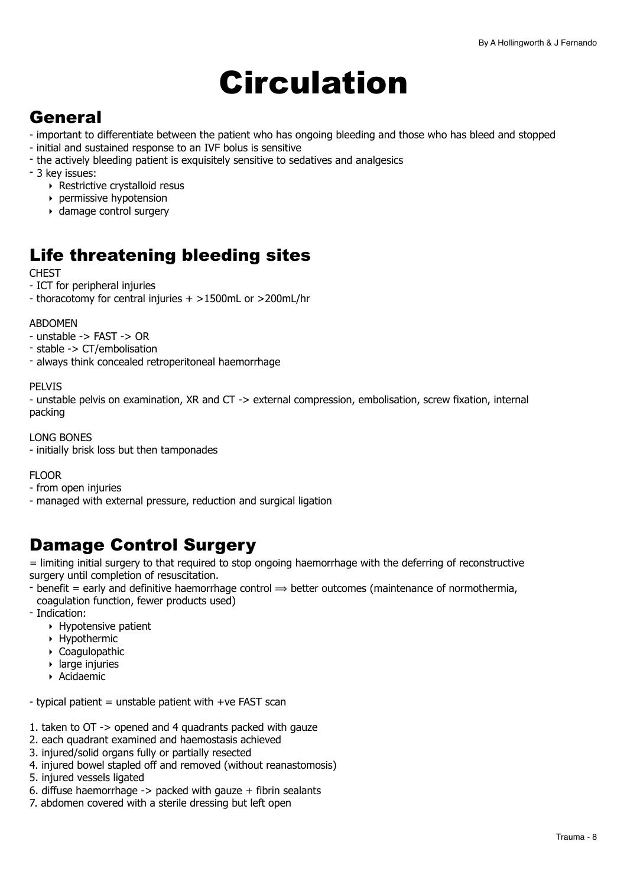# Circulation

## General

- important to differentiate between the patient who has ongoing bleeding and those who has bleed and stopped
- initial and sustained response to an IVF bolus is sensitive
- the actively bleeding patient is exquisitely sensitive to sedatives and analgesics
- 3 key issues:
    - Restrictive crystalloid resus
    - permissive hypotension
    - damage control surgery

## Life threatening bleeding sites

CHEST

- ICT for peripheral injuries
- thoracotomy for central injuries + >1500mL or >200mL/hr

ABDOMEN

- unstable -> FAST -> OR
- stable -> CT/embolisation
- always think concealed retroperitoneal haemorrhage

PELVIS

- unstable pelvis on examination, XR and CT -> external compression, embolisation, screw fixation, internal packing

LONG BONES

- initially brisk loss but then tamponades

FLOOR

- from open injuries
- managed with external pressure, reduction and surgical ligation

## Damage Control Surgery

= limiting initial surgery to that required to stop ongoing haemorrhage with the deferring of reconstructive surgery until completion of resuscitation.

- benefit = early and definitive haemorrhage control ⟹ better outcomes (maintenance of normothermia, coagulation function, fewer products used)
- Indication:
    - Hypotensive patient
    - Hypothermic
    - Coagulopathic
    - large injuries
    - Acidaemic

- typical patient = unstable patient with +ve FAST scan

1. taken to OT -> opened and 4 quadrants packed with gauze
2. each quadrant examined and haemostasis achieved
3. injured/solid organs fully or partially resected
4. injured bowel stapled off and removed (without reanastomosis)
5. injured vessels ligated
6. diffuse haemorrhage -> packed with gauze + fibrin sealants
7. abdomen covered with a sterile dressing but left open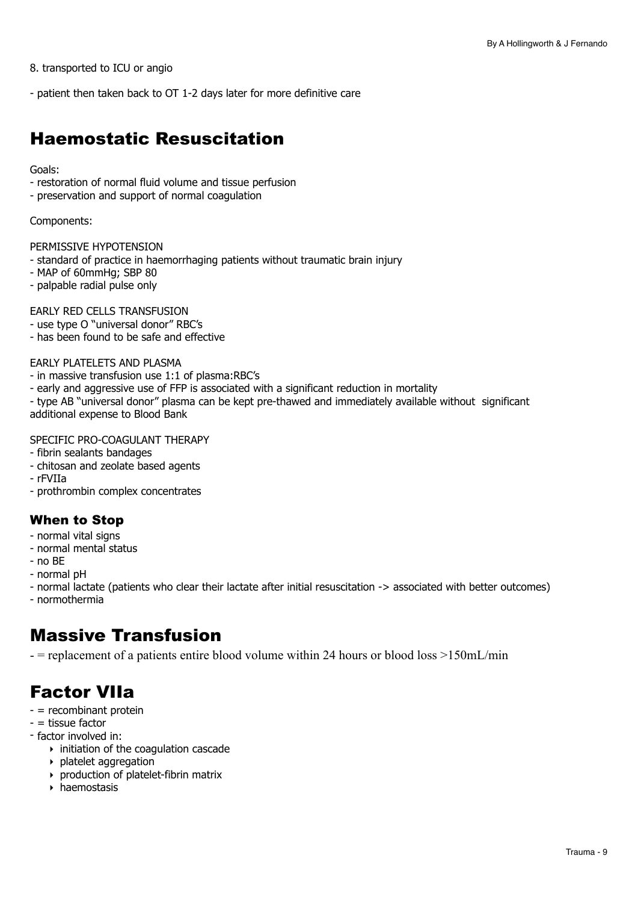8. transported to ICU or angio

- patient then taken back to OT 1-2 days later for more definitive care

# Haemostatic Resuscitation

Goals:
- restoration of normal fluid volume and tissue perfusion
- preservation and support of normal coagulation

Components:

PERMISSIVE HYPOTENSION
- standard of practice in haemorrhaging patients without traumatic brain injury
- MAP of 60mmHg; SBP 80
- palpable radial pulse only

EARLY RED CELLS TRANSFUSION
- use type O "universal donor" RBC's
- has been found to be safe and effective

EARLY PLATELETS AND PLASMA
- in massive transfusion use 1:1 of plasma:RBC's
- early and aggressive use of FFP is associated with a significant reduction in mortality
- type AB "universal donor" plasma can be kept pre-thawed and immediately available without significant additional expense to Blood Bank

SPECIFIC PRO-COAGULANT THERAPY
- fibrin sealants bandages
- chitosan and zeolate based agents
- rFVIIa
- prothrombin complex concentrates

### When to Stop

- normal vital signs
- normal mental status
- no BE
- normal pH
- normal lactate (patients who clear their lactate after initial resuscitation -> associated with better outcomes)
- normothermia

# Massive Transfusion

- = replacement of a patients entire blood volume within 24 hours or blood loss >150mL/min

# Factor VIIa

- = recombinant protein
- = tissue factor
- factor involved in:
  - initiation of the coagulation cascade
  - platelet aggregation
  - production of platelet-fibrin matrix
  - haemostasis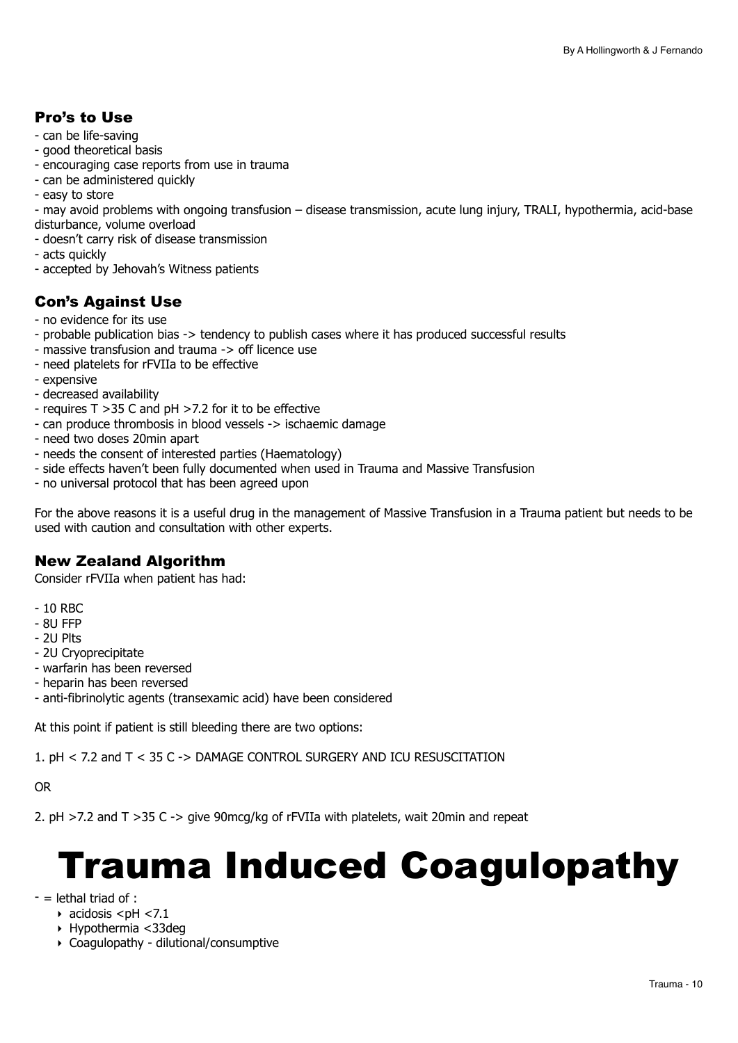### Pro's to Use

- can be life-saving
- good theoretical basis
- encouraging case reports from use in trauma
- can be administered quickly
- easy to store
- may avoid problems with ongoing transfusion – disease transmission, acute lung injury, TRALI, hypothermia, acid-base disturbance, volume overload
- doesn't carry risk of disease transmission
- acts quickly
- accepted by Jehovah's Witness patients

### Con's Against Use

- no evidence for its use
- probable publication bias -> tendency to publish cases where it has produced successful results
- massive transfusion and trauma -> off licence use
- need platelets for rFVIIa to be effective
- expensive
- decreased availability
- requires T >35 C and pH >7.2 for it to be effective
- can produce thrombosis in blood vessels -> ischaemic damage
- need two doses 20min apart
- needs the consent of interested parties (Haematology)
- side effects haven't been fully documented when used in Trauma and Massive Transfusion
- no universal protocol that has been agreed upon

For the above reasons it is a useful drug in the management of Massive Transfusion in a Trauma patient but needs to be used with caution and consultation with other experts.

### New Zealand Algorithm

Consider rFVIIa when patient has had:

- 10 RBC
- 8U FFP
- 2U Plts
- 2U Cryoprecipitate
- warfarin has been reversed
- heparin has been reversed
- anti-fibrinolytic agents (transexamic acid) have been considered

At this point if patient is still bleeding there are two options:

1. pH < 7.2 and T < 35 C -> DAMAGE CONTROL SURGERY AND ICU RESUSCITATION

OR

2. pH >7.2 and T >35 C -> give 90mcg/kg of rFVIIa with platelets, wait 20min and repeat

# Trauma Induced Coagulopathy

- = lethal triad of :
  - acidosis <pH <7.1
  - Hypothermia <33deg
  - Coagulopathy - dilutional/consumptive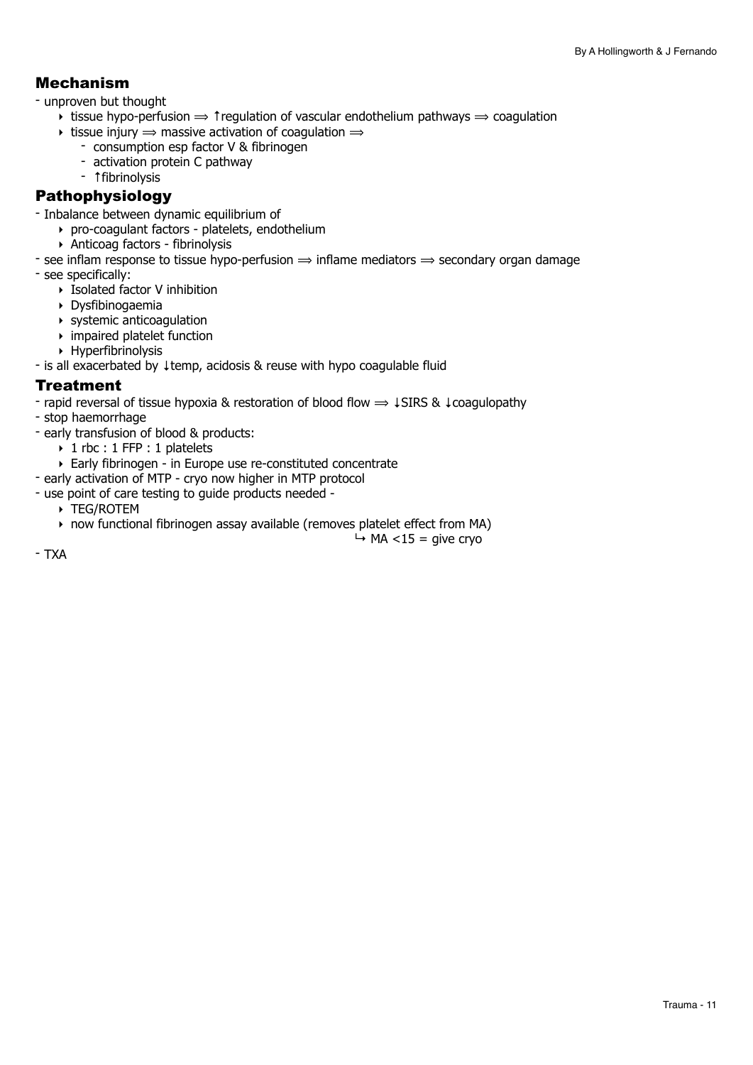## Mechanism

- unproven but thought
  - tissue hypo-perfusion ⟹ ↑regulation of vascular endothelium pathways ⟹ coagulation
  - tissue injury ⟹ massive activation of coagulation ⟹
    - consumption esp factor V & fibrinogen
    - activation protein C pathway
    - ↑fibrinolysis

## Pathophysiology

- Inbalance between dynamic equilibrium of
  - pro-coagulant factors - platelets, endothelium
  - Anticoag factors - fibrinolysis
- see inflam response to tissue hypo-perfusion ⟹ inflame mediators ⟹ secondary organ damage
- see specifically:
  - Isolated factor V inhibition
  - Dysfibinogaemia
  - systemic anticoagulation
  - impaired platelet function
  - Hyperfibrinolysis
- is all exacerbated by ↓temp, acidosis & reuse with hypo coagulable fluid

## Treatment

- rapid reversal of tissue hypoxia & restoration of blood flow ⟹ ↓SIRS & ↓coagulopathy
- stop haemorrhage
- early transfusion of blood & products:
  - 1 rbc : 1 FFP : 1 platelets
  - Early fibrinogen - in Europe use re-constituted concentrate
- early activation of MTP - cryo now higher in MTP protocol
- use point of care testing to guide products needed -
  - TEG/ROTEM
  - now functional fibrinogen assay available (removes platelet effect from MA)
    - ↳ MA <15 = give cryo
- TXA